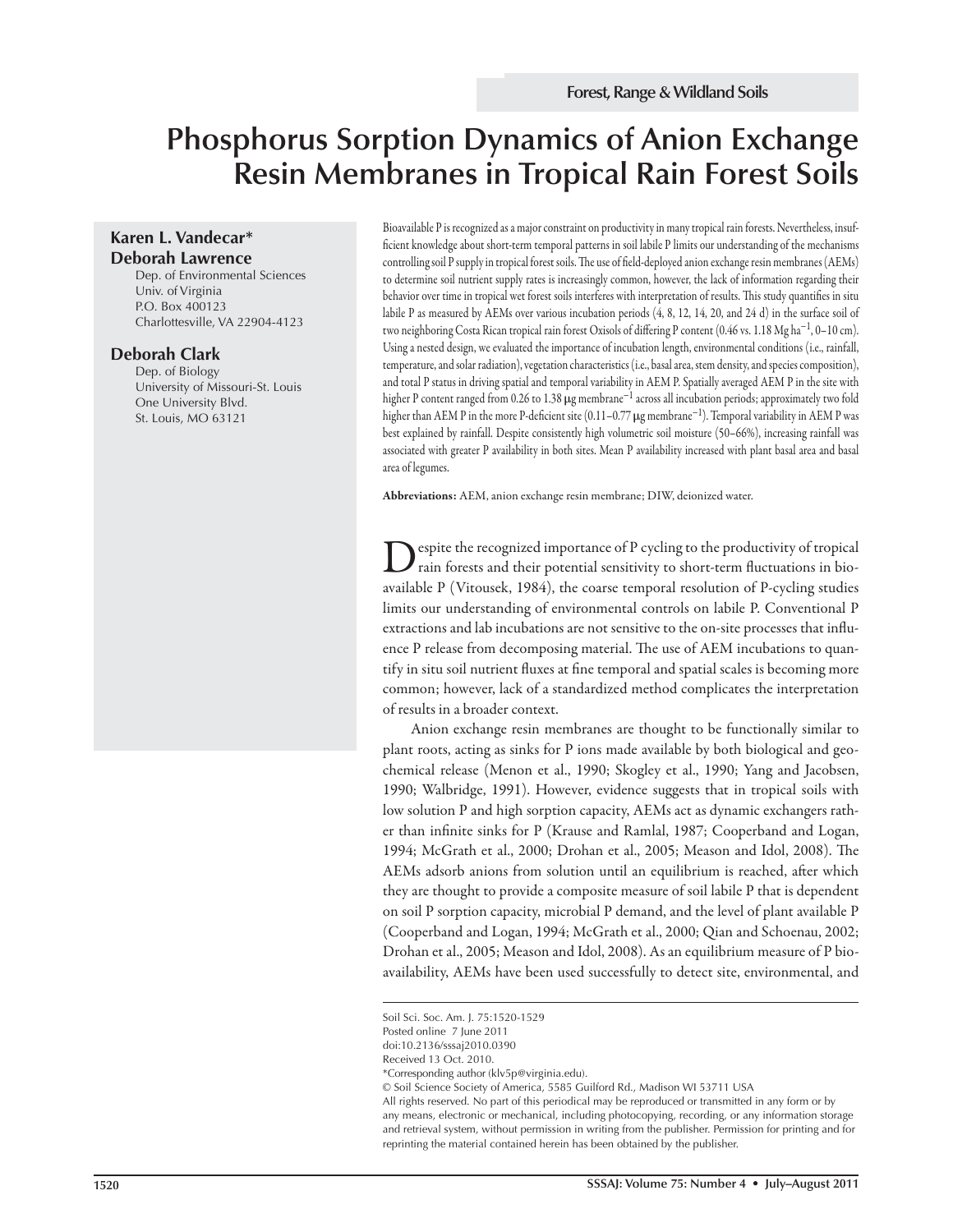Forest, Range & Wildland Soils

# Phosphorus Sorption Dynamics of Anion Exchange Resin Membranes in Tropical Rain Forest Soils

**Karen L. Vandecar***
**Deborah Lawrence**
Dep. of Environmental Sciences
Univ. of Virginia
P.O. Box 400123
Charlottesville, VA 22904-4123

**Deborah Clark**
Dep. of Biology
University of Missouri-St. Louis
One University Blvd.
St. Louis, MO 63121

Bioavailable P is recognized as a major constraint on productivity in many tropical rain forests. Nevertheless, insufficient knowledge about short-term temporal patterns in soil labile P limits our understanding of the mechanisms controlling soil P supply in tropical forest soils. The use of field-deployed anion exchange resin membranes (AEMs) to determine soil nutrient supply rates is increasingly common, however, the lack of information regarding their behavior over time in tropical wet forest soils interferes with interpretation of results. This study quantifies in situ labile P as measured by AEMs over various incubation periods (4, 8, 12, 14, 20, and 24 d) in the surface soil of two neighboring Costa Rican tropical rain forest Oxisols of differing P content (0.46 vs. 1.18 Mg ha$^{-1}$, 0–10 cm). Using a nested design, we evaluated the importance of incubation length, environmental conditions (i.e., rainfall, temperature, and solar radiation), vegetation characteristics (i.e., basal area, stem density, and species composition), and total P status in driving spatial and temporal variability in AEM P. Spatially averaged AEM P in the site with higher P content ranged from 0.26 to 1.38 μg membrane$^{-1}$ across all incubation periods; approximately two fold higher than AEM P in the more P-deficient site (0.11–0.77 μg membrane$^{-1}$). Temporal variability in AEM P was best explained by rainfall. Despite consistently high volumetric soil moisture (50–66%), increasing rainfall was associated with greater P availability in both sites. Mean P availability increased with plant basal area and basal area of legumes.

**Abbreviations:** AEM, anion exchange resin membrane; DIW, deionized water.

Despite the recognized importance of P cycling to the productivity of tropical rain forests and their potential sensitivity to short-term fluctuations in bioavailable P (Vitousek, 1984), the coarse temporal resolution of P-cycling studies limits our understanding of environmental controls on labile P. Conventional P extractions and lab incubations are not sensitive to the on-site processes that influence P release from decomposing material. The use of AEM incubations to quantify in situ soil nutrient fluxes at fine temporal and spatial scales is becoming more common; however, lack of a standardized method complicates the interpretation of results in a broader context.

Anion exchange resin membranes are thought to be functionally similar to plant roots, acting as sinks for P ions made available by both biological and geochemical release (Menon et al., 1990; Skogley et al., 1990; Yang and Jacobsen, 1990; Walbridge, 1991). However, evidence suggests that in tropical soils with low solution P and high sorption capacity, AEMs act as dynamic exchangers rather than infinite sinks for P (Krause and Ramlal, 1987; Cooperband and Logan, 1994; McGrath et al., 2000; Drohan et al., 2005; Meason and Idol, 2008). The AEMs adsorb anions from solution until an equilibrium is reached, after which they are thought to provide a composite measure of soil labile P that is dependent on soil P sorption capacity, microbial P demand, and the level of plant available P (Cooperband and Logan, 1994; McGrath et al., 2000; Qian and Schoenau, 2002; Drohan et al., 2005; Meason and Idol, 2008). As an equilibrium measure of P bioavailability, AEMs have been used successfully to detect site, environmental, and

Soil Sci. Soc. Am. J. 75:1520-1529
Posted online 7 June 2011
doi:10.2136/sssaj2010.0390
Received 13 Oct. 2010.
*Corresponding author (klv5p@virginia.edu).
© Soil Science Society of America, 5585 Guilford Rd., Madison WI 53711 USA
All rights reserved. No part of this periodical may be reproduced or transmitted in any form or by any means, electronic or mechanical, including photocopying, recording, or any information storage and retrieval system, without permission in writing from the publisher. Permission for printing and for reprinting the material contained herein has been obtained by the publisher.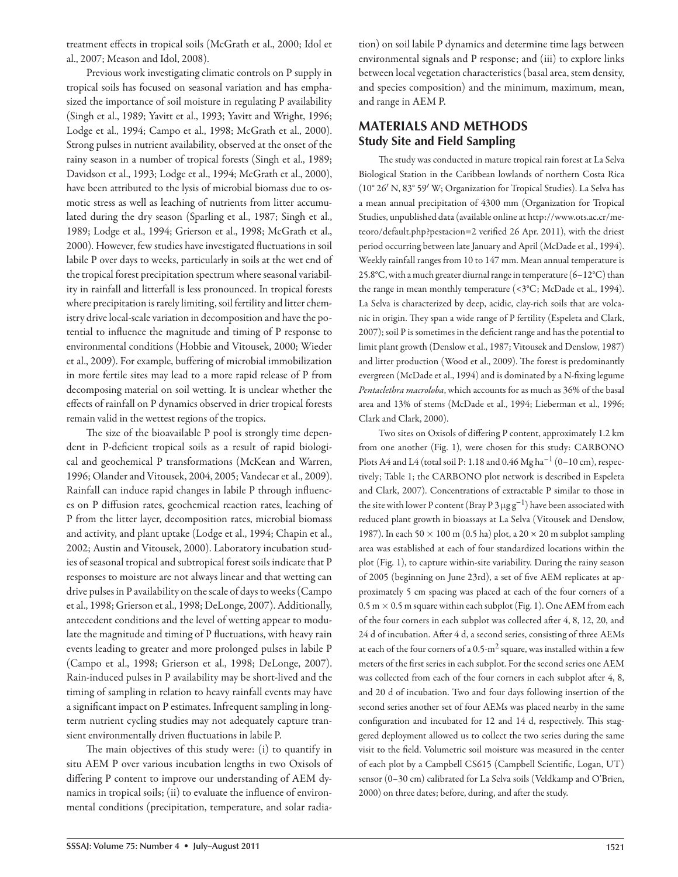treatment effects in tropical soils (McGrath et al., 2000; Idol et al., 2007; Meason and Idol, 2008).

Previous work investigating climatic controls on P supply in tropical soils has focused on seasonal variation and has emphasized the importance of soil moisture in regulating P availability (Singh et al., 1989; Yavitt et al., 1993; Yavitt and Wright, 1996; Lodge et al., 1994; Campo et al., 1998; McGrath et al., 2000). Strong pulses in nutrient availability, observed at the onset of the rainy season in a number of tropical forests (Singh et al., 1989; Davidson et al., 1993; Lodge et al., 1994; McGrath et al., 2000), have been attributed to the lysis of microbial biomass due to osmotic stress as well as leaching of nutrients from litter accumulated during the dry season (Sparling et al., 1987; Singh et al., 1989; Lodge et al., 1994; Grierson et al., 1998; McGrath et al., 2000). However, few studies have investigated fluctuations in soil labile P over days to weeks, particularly in soils at the wet end of the tropical forest precipitation spectrum where seasonal variability in rainfall and litterfall is less pronounced. In tropical forests where precipitation is rarely limiting, soil fertility and litter chemistry drive local-scale variation in decomposition and have the potential to influence the magnitude and timing of P response to environmental conditions (Hobbie and Vitousek, 2000; Wieder et al., 2009). For example, buffering of microbial immobilization in more fertile sites may lead to a more rapid release of P from decomposing material on soil wetting. It is unclear whether the effects of rainfall on P dynamics observed in drier tropical forests remain valid in the wettest regions of the tropics.

The size of the bioavailable P pool is strongly time dependent in P-deficient tropical soils as a result of rapid biological and geochemical P transformations (McKean and Warren, 1996; Olander and Vitousek, 2004, 2005; Vandecar et al., 2009). Rainfall can induce rapid changes in labile P through influences on P diffusion rates, geochemical reaction rates, leaching of P from the litter layer, decomposition rates, microbial biomass and activity, and plant uptake (Lodge et al., 1994; Chapin et al., 2002; Austin and Vitousek, 2000). Laboratory incubation studies of seasonal tropical and subtropical forest soils indicate that P responses to moisture are not always linear and that wetting can drive pulses in P availability on the scale of days to weeks (Campo et al., 1998; Grierson et al., 1998; DeLonge, 2007). Additionally, antecedent conditions and the level of wetting appear to modulate the magnitude and timing of P fluctuations, with heavy rain events leading to greater and more prolonged pulses in labile P (Campo et al., 1998; Grierson et al., 1998; DeLonge, 2007). Rain-induced pulses in P availability may be short-lived and the timing of sampling in relation to heavy rainfall events may have a significant impact on P estimates. Infrequent sampling in long-term nutrient cycling studies may not adequately capture transient environmentally driven fluctuations in labile P.

The main objectives of this study were: (i) to quantify in situ AEM P over various incubation lengths in two Oxisols of differing P content to improve our understanding of AEM dynamics in tropical soils; (ii) to evaluate the influence of environmental conditions (precipitation, temperature, and solar radiation) on soil labile P dynamics and determine time lags between environmental signals and P response; and (iii) to explore links between local vegetation characteristics (basal area, stem density, and species composition) and the minimum, maximum, mean, and range in AEM P.

## MATERIALS AND METHODS

### Study Site and Field Sampling

The study was conducted in mature tropical rain forest at La Selva Biological Station in the Caribbean lowlands of northern Costa Rica (10° 26′ N, 83° 59′ W; Organization for Tropical Studies). La Selva has a mean annual precipitation of 4300 mm (Organization for Tropical Studies, unpublished data (available online at http://www.ots.ac.cr/meteoro/default.php?pestacion=2 verified 26 Apr. 2011), with the driest period occurring between late January and April (McDade et al., 1994). Weekly rainfall ranges from 10 to 147 mm. Mean annual temperature is 25.8°C, with a much greater diurnal range in temperature (6–12°C) than the range in mean monthly temperature (<3°C; McDade et al., 1994). La Selva is characterized by deep, acidic, clay-rich soils that are volcanic in origin. They span a wide range of P fertility (Espeleta and Clark, 2007); soil P is sometimes in the deficient range and has the potential to limit plant growth (Denslow et al., 1987; Vitousek and Denslow, 1987) and litter production (Wood et al., 2009). The forest is predominantly evergreen (McDade et al., 1994) and is dominated by a N-fixing legume *Pentaclethra macroloba*, which accounts for as much as 36% of the basal area and 13% of stems (McDade et al., 1994; Lieberman et al., 1996; Clark and Clark, 2000).

Two sites on Oxisols of differing P content, approximately 1.2 km from one another (Fig. 1), were chosen for this study: CARBONO Plots A4 and L4 (total soil P: 1.18 and 0.46 Mg $ha^{-1}$ (0–10 cm), respectively; Table 1; the CARBONO plot network is described in Espeleta and Clark, 2007). Concentrations of extractable P similar to those in the site with lower P content (Bray P 3 $\mu g\ g^{-1}$) have been associated with reduced plant growth in bioassays at La Selva (Vitousek and Denslow, 1987). In each 50 × 100 m (0.5 ha) plot, a 20 × 20 m subplot sampling area was established at each of four standardized locations within the plot (Fig. 1), to capture within-site variability. During the rainy season of 2005 (beginning on June 23rd), a set of five AEM replicates at approximately 5 cm spacing was placed at each of the four corners of a 0.5 m × 0.5 m square within each subplot (Fig. 1). One AEM from each of the four corners in each subplot was collected after 4, 8, 12, 20, and 24 d of incubation. After 4 d, a second series, consisting of three AEMs at each of the four corners of a 0.5-$m^2$ square, was installed within a few meters of the first series in each subplot. For the second series one AEM was collected from each of the four corners in each subplot after 4, 8, and 20 d of incubation. Two and four days following insertion of the second series another set of four AEMs was placed nearby in the same configuration and incubated for 12 and 14 d, respectively. This staggered deployment allowed us to collect the two series during the same visit to the field. Volumetric soil moisture was measured in the center of each plot by a Campbell CS615 (Campbell Scientific, Logan, UT) sensor (0–30 cm) calibrated for La Selva soils (Veldkamp and O'Brien, 2000) on three dates; before, during, and after the study.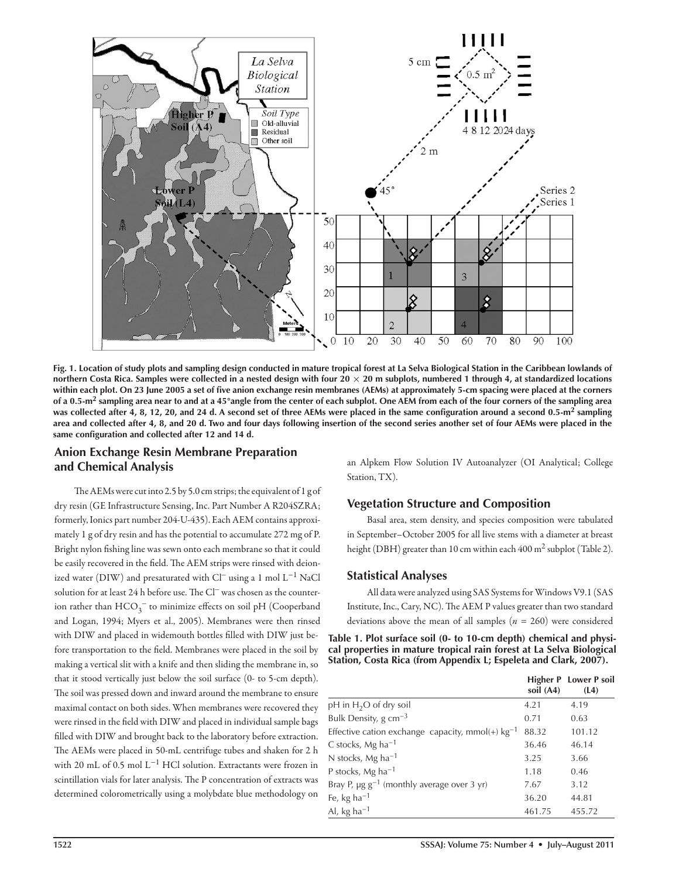**Fig. 1. Location of study plots and sampling design conducted in mature tropical forest at La Selva Biological Station in the Caribbean lowlands of northern Costa Rica. Samples were collected in a nested design with four 20 × 20 m subplots, numbered 1 through 4, at standardized locations within each plot. On 23 June 2005 a set of five anion exchange resin membranes (AEMs) at approximately 5-cm spacing were placed at the corners of a 0.5-m² sampling area near to and at a 45°angle from the center of each subplot. One AEM from each of the four corners of the sampling area was collected after 4, 8, 12, 20, and 24 d. A second set of three AEMs were placed in the same configuration around a second 0.5-m² sampling area and collected after 4, 8, and 20 d. Two and four days following insertion of the second series another set of four AEMs were placed in the same configuration and collected after 12 and 14 d.**

## Anion Exchange Resin Membrane Preparation and Chemical Analysis

The AEMs were cut into 2.5 by 5.0 cm strips; the equivalent of 1 g of dry resin (GE Infrastructure Sensing, Inc. Part Number A R204SZRA; formerly, Ionics part number 204-U-435). Each AEM contains approximately 1 g of dry resin and has the potential to accumulate 272 mg of P. Bright nylon fishing line was sewn onto each membrane so that it could be easily recovered in the field. The AEM strips were rinsed with deionized water (DIW) and presaturated with $Cl^-$ using a 1 mol $L^{-1}$ NaCl solution for at least 24 h before use. The $Cl^-$ was chosen as the counterion rather than $HCO_3^-$ to minimize effects on soil pH (Cooperband and Logan, 1994; Myers et al., 2005). Membranes were then rinsed with DIW and placed in widemouth bottles filled with DIW just before transportation to the field. Membranes were placed in the soil by making a vertical slit with a knife and then sliding the membrane in, so that it stood vertically just below the soil surface (0- to 5-cm depth). The soil was pressed down and inward around the membrane to ensure maximal contact on both sides. When membranes were recovered they were rinsed in the field with DIW and placed in individual sample bags filled with DIW and brought back to the laboratory before extraction. The AEMs were placed in 50-mL centrifuge tubes and shaken for 2 h with 20 mL of 0.5 mol $L^{-1}$ HCl solution. Extractants were frozen in scintillation vials for later analysis. The P concentration of extracts was determined colorometrically using a molybdate blue methodology on an Alpkem Flow Solution IV Autoanalyzer (OI Analytical; College Station, TX).

## Vegetation Structure and Composition

Basal area, stem density, and species composition were tabulated in September–October 2005 for all live stems with a diameter at breast height (DBH) greater than 10 cm within each 400 m² subplot (Table 2).

## Statistical Analyses

All data were analyzed using SAS Systems for Windows V9.1 (SAS Institute, Inc., Cary, NC). The AEM P values greater than two standard deviations above the mean of all samples ($n$ = 260) were considered

**Table 1. Plot surface soil (0- to 10-cm depth) chemical and physical properties in mature tropical rain forest at La Selva Biological Station, Costa Rica (from Appendix L; Espeleta and Clark, 2007).**

| | Higher P soil (A4) | Lower P soil (L4) |
|---|---|---|
| pH in $H_2O$ of dry soil | 4.21 | 4.19 |
| Bulk Density, g $cm^{-3}$ | 0.71 | 0.63 |
| Effective cation exchange capacity, mmol(+) $kg^{-1}$ | 88.32 | 101.12 |
| C stocks, Mg $ha^{-1}$ | 36.46 | 46.14 |
| N stocks, Mg $ha^{-1}$ | 3.25 | 3.66 |
| P stocks, Mg $ha^{-1}$ | 1.18 | 0.46 |
| Bray P, μg $g^{-1}$ (monthly average over 3 yr) | 7.67 | 3.12 |
| Fe, kg $ha^{-1}$ | 36.20 | 44.81 |
| Al, kg $ha^{-1}$ | 461.75 | 455.72 |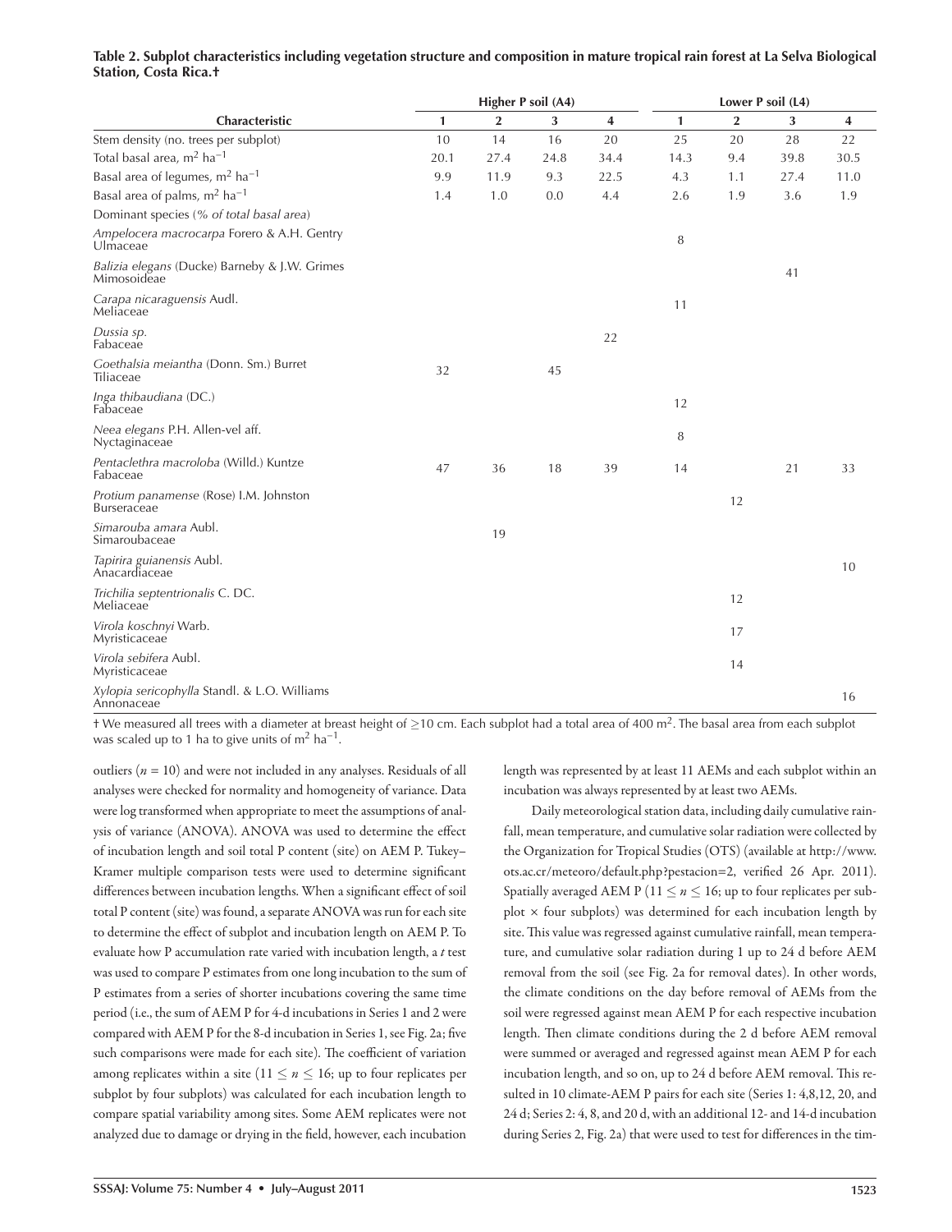**Table 2. Subplot characteristics including vegetation structure and composition in mature tropical rain forest at La Selva Biological Station, Costa Rica.†**

| Characteristic | Higher P soil (A4) | | | | Lower P soil (L4) | | | |
|---|---|---|---|---|---|---|---|---|
| | 1 | 2 | 3 | 4 | 1 | 2 | 3 | 4 |
| Stem density (no. trees per subplot) | 10 | 14 | 16 | 20 | 25 | 20 | 28 | 22 |
| Total basal area, $m^2\ ha^{-1}$ | 20.1 | 27.4 | 24.8 | 34.4 | 14.3 | 9.4 | 39.8 | 30.5 |
| Basal area of legumes, $m^2\ ha^{-1}$ | 9.9 | 11.9 | 9.3 | 22.5 | 4.3 | 1.1 | 27.4 | 11.0 |
| Basal area of palms, $m^2\ ha^{-1}$ | 1.4 | 1.0 | 0.0 | 4.4 | 2.6 | 1.9 | 3.6 | 1.9 |
| Dominant species (*% of total basal area*) | | | | | | | | |
| *Ampelocera macrocarpa* Forero & A.H. Gentry Ulmaceae | | | | | 8 | | | |
| *Balizia elegans* (Ducke) Barneby & J.W. Grimes Mimosoideae | | | | | | | 41 | |
| *Carapa nicaraguensis* Audl. Meliaceae | | | | | 11 | | | |
| *Dussia sp.* Fabaceae | | | | 22 | | | | |
| *Goethalsia meiantha* (Donn. Sm.) Burret Tiliaceae | 32 | | 45 | | | | | |
| *Inga thibaudiana* (DC.) Fabaceae | | | | | 12 | | | |
| *Neea elegans* P.H. Allen-vel aff. Nyctaginaceae | | | | | 8 | | | |
| *Pentaclethra macroloba* (Willd.) Kuntze Fabaceae | 47 | 36 | 18 | 39 | 14 | | 21 | 33 |
| *Protium panamense* (Rose) I.M. Johnston Burseraceae | | | | | | 12 | | |
| *Simarouba amara* Aubl. Simaroubaceae | | 19 | | | | | | |
| *Tapirira guianensis* Aubl. Anacardiaceae | | | | | | | | 10 |
| *Trichilia septentrionalis* C. DC. Meliaceae | | | | | | 12 | | |
| *Virola koschnyi* Warb. Myristicaceae | | | | | | 17 | | |
| *Virola sebifera* Aubl. Myristicaceae | | | | | | 14 | | |
| *Xylopia sericophylla* Standl. & L.O. Williams Annonaceae | | | | | | | | 16 |

† We measured all trees with a diameter at breast height of ≥10 cm. Each subplot had a total area of 400 $m^2$. The basal area from each subplot was scaled up to 1 ha to give units of $m^2\ ha^{-1}$.

outliers ($n = 10$) and were not included in any analyses. Residuals of all analyses were checked for normality and homogeneity of variance. Data were log transformed when appropriate to meet the assumptions of analysis of variance (ANOVA). ANOVA was used to determine the effect of incubation length and soil total P content (site) on AEM P. Tukey–Kramer multiple comparison tests were used to determine significant differences between incubation lengths. When a significant effect of soil total P content (site) was found, a separate ANOVA was run for each site to determine the effect of subplot and incubation length on AEM P. To evaluate how P accumulation rate varied with incubation length, a *t* test was used to compare P estimates from one long incubation to the sum of P estimates from a series of shorter incubations covering the same time period (i.e., the sum of AEM P for 4-d incubations in Series 1 and 2 were compared with AEM P for the 8-d incubation in Series 1, see Fig. 2a; five such comparisons were made for each site). The coefficient of variation among replicates within a site ($11 \leq n \leq 16$; up to four replicates per subplot by four subplots) was calculated for each incubation length to compare spatial variability among sites. Some AEM replicates were not analyzed due to damage or drying in the field, however, each incubation length was represented by at least 11 AEMs and each subplot within an incubation was always represented by at least two AEMs.

Daily meteorological station data, including daily cumulative rainfall, mean temperature, and cumulative solar radiation were collected by the Organization for Tropical Studies (OTS) (available at http://www.ots.ac.cr/meteoro/default.php?pestacion=2, verified 26 Apr. 2011). Spatially averaged AEM P ($11 \leq n \leq 16$; up to four replicates per subplot × four subplots) was determined for each incubation length by site. This value was regressed against cumulative rainfall, mean temperature, and cumulative solar radiation during 1 up to 24 d before AEM removal from the soil (see Fig. 2a for removal dates). In other words, the climate conditions on the day before removal of AEMs from the soil were regressed against mean AEM P for each respective incubation length. Then climate conditions during the 2 d before AEM removal were summed or averaged and regressed against mean AEM P for each incubation length, and so on, up to 24 d before AEM removal. This resulted in 10 climate-AEM P pairs for each site (Series 1: 4,8,12, 20, and 24 d; Series 2: 4, 8, and 20 d, with an additional 12- and 14-d incubation during Series 2, Fig. 2a) that were used to test for differences in the tim-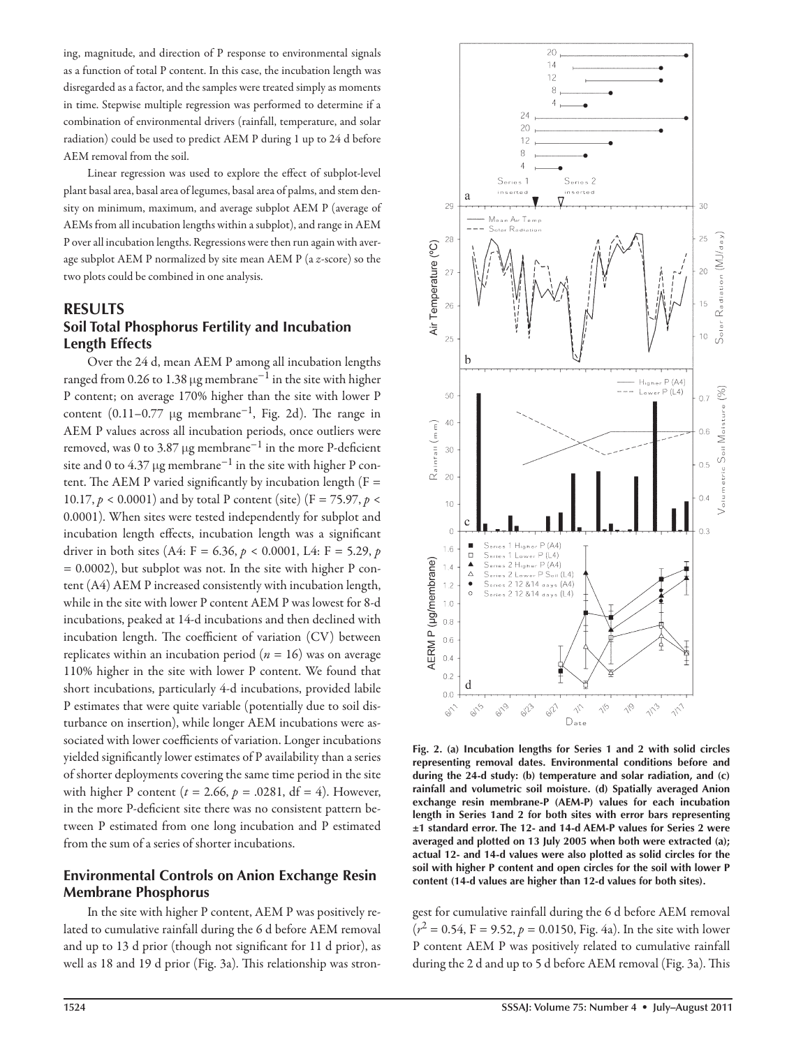ing, magnitude, and direction of P response to environmental signals as a function of total P content. In this case, the incubation length was disregarded as a factor, and the samples were treated simply as moments in time. Stepwise multiple regression was performed to determine if a combination of environmental drivers (rainfall, temperature, and solar radiation) could be used to predict AEM P during 1 up to 24 d before AEM removal from the soil.

Linear regression was used to explore the effect of subplot-level plant basal area, basal area of legumes, basal area of palms, and stem density on minimum, maximum, and average subplot AEM P (average of AEMs from all incubation lengths within a subplot), and range in AEM P over all incubation lengths. Regressions were then run again with average subplot AEM P normalized by site mean AEM P (a *z*-score) so the two plots could be combined in one analysis.

## RESULTS

### Soil Total Phosphorus Fertility and Incubation Length Effects

Over the 24 d, mean AEM P among all incubation lengths ranged from 0.26 to 1.38 μg membrane$^{-1}$ in the site with higher P content; on average 170% higher than the site with lower P content (0.11–0.77 μg membrane$^{-1}$, Fig. 2d). The range in AEM P values across all incubation periods, once outliers were removed, was 0 to 3.87 μg membrane$^{-1}$ in the more P-deficient site and 0 to 4.37 μg membrane$^{-1}$ in the site with higher P content. The AEM P varied significantly by incubation length (F = 10.17, $p < 0.0001$) and by total P content (site) (F = 75.97, $p < 0.0001$). When sites were tested independently for subplot and incubation length effects, incubation length was a significant driver in both sites (A4: F = 6.36, $p < 0.0001$, L4: F = 5.29, $p = 0.0002$), but subplot was not. In the site with higher P content (A4) AEM P increased consistently with incubation length, while in the site with lower P content AEM P was lowest for 8-d incubations, peaked at 14-d incubations and then declined with incubation length. The coefficient of variation (CV) between replicates within an incubation period ($n = 16$) was on average 110% higher in the site with lower P content. We found that short incubations, particularly 4-d incubations, provided labile P estimates that were quite variable (potentially due to soil disturbance on insertion), while longer AEM incubations were associated with lower coefficients of variation. Longer incubations yielded significantly lower estimates of P availability than a series of shorter deployments covering the same time period in the site with higher P content ($t = 2.66$, $p = .0281$, df = 4). However, in the more P-deficient site there was no consistent pattern between P estimated from one long incubation and P estimated from the sum of a series of shorter incubations.

### Environmental Controls on Anion Exchange Resin Membrane Phosphorus

In the site with higher P content, AEM P was positively related to cumulative rainfall during the 6 d before AEM removal and up to 13 d prior (though not significant for 11 d prior), as well as 18 and 19 d prior (Fig. 3a). This relationship was strongest for cumulative rainfall during the 6 d before AEM removal ($r^2 = 0.54$, F = 9.52, $p = 0.0150$, Fig. 4a). In the site with lower P content AEM P was positively related to cumulative rainfall during the 2 d and up to 5 d before AEM removal (Fig. 3a). This

**Fig. 2. (a) Incubation lengths for Series 1 and 2 with solid circles representing removal dates. Environmental conditions before and during the 24-d study: (b) temperature and solar radiation, and (c) rainfall and volumetric soil moisture. (d) Spatially averaged Anion exchange resin membrane-P (AEM-P) values for each incubation length in Series 1and 2 for both sites with error bars representing ±1 standard error. The 12- and 14-d AEM-P values for Series 2 were averaged and plotted on 13 July 2005 when both were extracted (a); actual 12- and 14-d values were also plotted as solid circles for the soil with higher P content and open circles for the soil with lower P content (14-d values are higher than 12-d values for both sites).**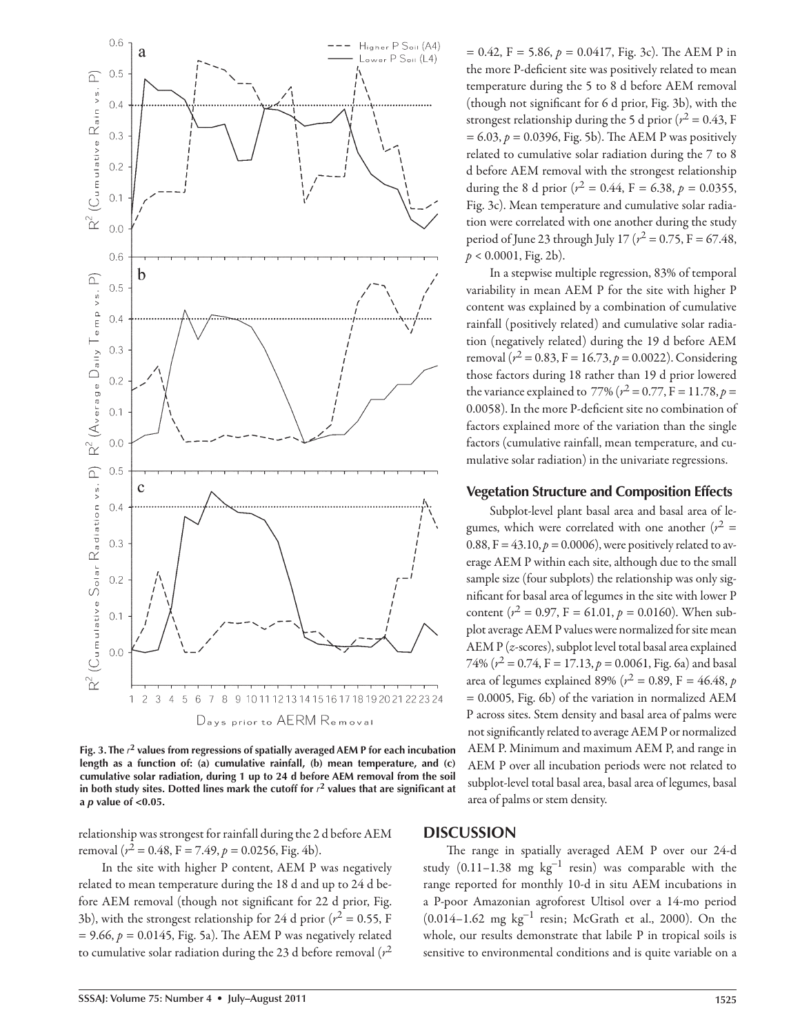Fig. 3. The $r^2$ values from regressions of spatially averaged AEM P for each incubation length as a function of: (a) cumulative rainfall, (b) mean temperature, and (c) cumulative solar radiation, during 1 up to 24 d before AEM removal from the soil in both study sites. Dotted lines mark the cutoff for $r^2$ values that are significant at a $p$ value of <0.05.

relationship was strongest for rainfall during the 2 d before AEM removal ($r^2 = 0.48$, F = 7.49, $p = 0.0256$, Fig. 4b).

In the site with higher P content, AEM P was negatively related to mean temperature during the 18 d and up to 24 d before AEM removal (though not significant for 22 d prior, Fig. 3b), with the strongest relationship for 24 d prior ($r^2 = 0.55$, F = 9.66, $p = 0.0145$, Fig. 5a). The AEM P was negatively related to cumulative solar radiation during the 23 d before removal ($r^2 = 0.42$, F = 5.86, $p = 0.0417$, Fig. 3c). The AEM P in the more P-deficient site was positively related to mean temperature during the 5 to 8 d before AEM removal (though not significant for 6 d prior, Fig. 3b), with the strongest relationship during the 5 d prior ($r^2 = 0.43$, F = 6.03, $p = 0.0396$, Fig. 5b). The AEM P was positively related to cumulative solar radiation during the 7 to 8 d before AEM removal with the strongest relationship during the 8 d prior ($r^2 = 0.44$, F = 6.38, $p = 0.0355$, Fig. 3c). Mean temperature and cumulative solar radiation were correlated with one another during the study period of June 23 through July 17 ($r^2 = 0.75$, F = 67.48, $p < 0.0001$, Fig. 2b).

In a stepwise multiple regression, 83% of temporal variability in mean AEM P for the site with higher P content was explained by a combination of cumulative rainfall (positively related) and cumulative solar radiation (negatively related) during the 19 d before AEM removal ($r^2 = 0.83$, F = 16.73, $p = 0.0022$). Considering those factors during 18 rather than 19 d prior lowered the variance explained to 77% ($r^2 = 0.77$, F = 11.78, $p = 0.0058$). In the more P-deficient site no combination of factors explained more of the variation than the single factors (cumulative rainfall, mean temperature, and cumulative solar radiation) in the univariate regressions.

### Vegetation Structure and Composition Effects

Subplot-level plant basal area and basal area of legumes, which were correlated with one another ($r^2 = 0.88$, F = 43.10, $p = 0.0006$), were positively related to average AEM P within each site, although due to the small sample size (four subplots) the relationship was only significant for basal area of legumes in the site with lower P content ($r^2 = 0.97$, F = 61.01, $p = 0.0160$). When subplot average AEM P values were normalized for site mean AEM P ($z$-scores), subplot level total basal area explained 74% ($r^2 = 0.74$, F = 17.13, $p = 0.0061$, Fig. 6a) and basal area of legumes explained 89% ($r^2 = 0.89$, F = 46.48, $p = 0.0005$, Fig. 6b) of the variation in normalized AEM P across sites. Stem density and basal area of palms were not significantly related to average AEM P or normalized AEM P. Minimum and maximum AEM P, and range in AEM P over all incubation periods were not related to subplot-level total basal area, basal area of legumes, basal area of palms or stem density.

## DISCUSSION

The range in spatially averaged AEM P over our 24-d study (0.11–1.38 mg $kg^{-1}$ resin) was comparable with the range reported for monthly 10-d in situ AEM incubations in a P-poor Amazonian agroforest Ultisol over a 14-mo period (0.014–1.62 mg $kg^{-1}$ resin; McGrath et al., 2000). On the whole, our results demonstrate that labile P in tropical soils is sensitive to environmental conditions and is quite variable on a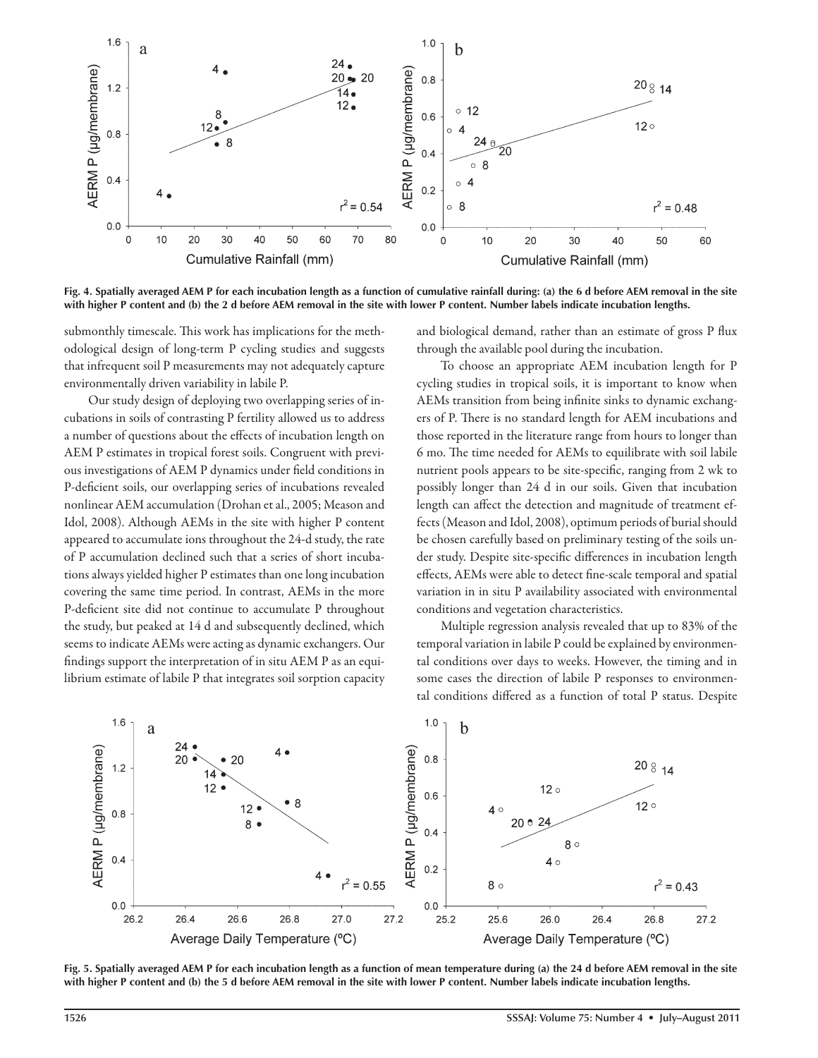Fig. 4. Spatially averaged AEM P for each incubation length as a function of cumulative rainfall during: (a) the 6 d before AEM removal in the site with higher P content and (b) the 2 d before AEM removal in the site with lower P content. Number labels indicate incubation lengths.

submonthly timescale. This work has implications for the methodological design of long-term P cycling studies and suggests that infrequent soil P measurements may not adequately capture environmentally driven variability in labile P.

Our study design of deploying two overlapping series of incubations in soils of contrasting P fertility allowed us to address a number of questions about the effects of incubation length on AEM P estimates in tropical forest soils. Congruent with previous investigations of AEM P dynamics under field conditions in P-deficient soils, our overlapping series of incubations revealed nonlinear AEM accumulation (Drohan et al., 2005; Meason and Idol, 2008). Although AEMs in the site with higher P content appeared to accumulate ions throughout the 24-d study, the rate of P accumulation declined such that a series of short incubations always yielded higher P estimates than one long incubation covering the same time period. In contrast, AEMs in the more P-deficient site did not continue to accumulate P throughout the study, but peaked at 14 d and subsequently declined, which seems to indicate AEMs were acting as dynamic exchangers. Our findings support the interpretation of in situ AEM P as an equilibrium estimate of labile P that integrates soil sorption capacity and biological demand, rather than an estimate of gross P flux through the available pool during the incubation.

To choose an appropriate AEM incubation length for P cycling studies in tropical soils, it is important to know when AEMs transition from being infinite sinks to dynamic exchangers of P. There is no standard length for AEM incubations and those reported in the literature range from hours to longer than 6 mo. The time needed for AEMs to equilibrate with soil labile nutrient pools appears to be site-specific, ranging from 2 wk to possibly longer than 24 d in our soils. Given that incubation length can affect the detection and magnitude of treatment effects (Meason and Idol, 2008), optimum periods of burial should be chosen carefully based on preliminary testing of the soils under study. Despite site-specific differences in incubation length effects, AEMs were able to detect fine-scale temporal and spatial variation in in situ P availability associated with environmental conditions and vegetation characteristics.

Multiple regression analysis revealed that up to 83% of the temporal variation in labile P could be explained by environmental conditions over days to weeks. However, the timing and in some cases the direction of labile P responses to environmental conditions differed as a function of total P status. Despite

Fig. 5. Spatially averaged AEM P for each incubation length as a function of mean temperature during (a) the 24 d before AEM removal in the site with higher P content and (b) the 5 d before AEM removal in the site with lower P content. Number labels indicate incubation lengths.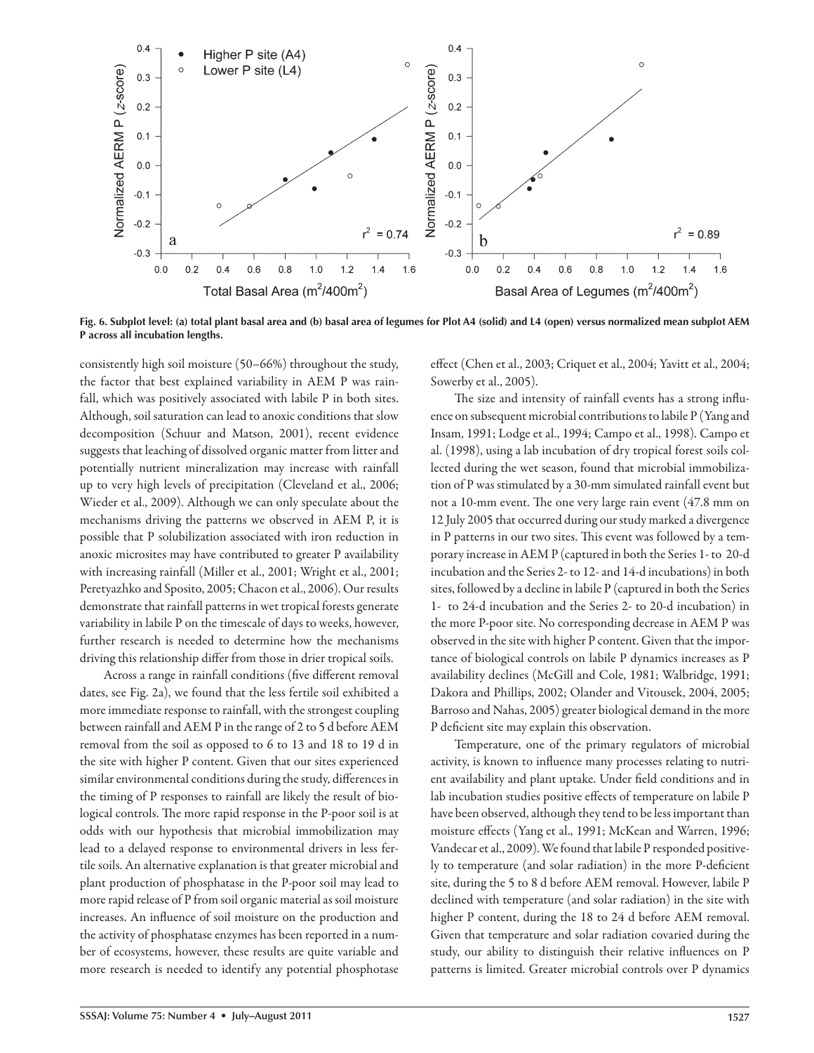Fig. 6. Subplot level: (a) total plant basal area and (b) basal area of legumes for Plot A4 (solid) and L4 (open) versus normalized mean subplot AEM P across all incubation lengths.

consistently high soil moisture (50–66%) throughout the study, the factor that best explained variability in AEM P was rainfall, which was positively associated with labile P in both sites. Although, soil saturation can lead to anoxic conditions that slow decomposition (Schuur and Matson, 2001), recent evidence suggests that leaching of dissolved organic matter from litter and potentially nutrient mineralization may increase with rainfall up to very high levels of precipitation (Cleveland et al., 2006; Wieder et al., 2009). Although we can only speculate about the mechanisms driving the patterns we observed in AEM P, it is possible that P solubilization associated with iron reduction in anoxic microsites may have contributed to greater P availability with increasing rainfall (Miller et al., 2001; Wright et al., 2001; Peretyazhko and Sposito, 2005; Chacon et al., 2006). Our results demonstrate that rainfall patterns in wet tropical forests generate variability in labile P on the timescale of days to weeks, however, further research is needed to determine how the mechanisms driving this relationship differ from those in drier tropical soils.

Across a range in rainfall conditions (five different removal dates, see Fig. 2a), we found that the less fertile soil exhibited a more immediate response to rainfall, with the strongest coupling between rainfall and AEM P in the range of 2 to 5 d before AEM removal from the soil as opposed to 6 to 13 and 18 to 19 d in the site with higher P content. Given that our sites experienced similar environmental conditions during the study, differences in the timing of P responses to rainfall are likely the result of biological controls. The more rapid response in the P-poor soil is at odds with our hypothesis that microbial immobilization may lead to a delayed response to environmental drivers in less fertile soils. An alternative explanation is that greater microbial and plant production of phosphatase in the P-poor soil may lead to more rapid release of P from soil organic material as soil moisture increases. An influence of soil moisture on the production and the activity of phosphatase enzymes has been reported in a number of ecosystems, however, these results are quite variable and more research is needed to identify any potential phosphotase effect (Chen et al., 2003; Criquet et al., 2004; Yavitt et al., 2004; Sowerby et al., 2005).

The size and intensity of rainfall events has a strong influence on subsequent microbial contributions to labile P (Yang and Insam, 1991; Lodge et al., 1994; Campo et al., 1998). Campo et al. (1998), using a lab incubation of dry tropical forest soils collected during the wet season, found that microbial immobilization of P was stimulated by a 30-mm simulated rainfall event but not a 10-mm event. The one very large rain event (47.8 mm on 12 July 2005 that occurred during our study marked a divergence in P patterns in our two sites. This event was followed by a temporary increase in AEM P (captured in both the Series 1- to 20-d incubation and the Series 2- to 12- and 14-d incubations) in both sites, followed by a decline in labile P (captured in both the Series 1- to 24-d incubation and the Series 2- to 20-d incubation) in the more P-poor site. No corresponding decrease in AEM P was observed in the site with higher P content. Given that the importance of biological controls on labile P dynamics increases as P availability declines (McGill and Cole, 1981; Walbridge, 1991; Dakora and Phillips, 2002; Olander and Vitousek, 2004, 2005; Barroso and Nahas, 2005) greater biological demand in the more P deficient site may explain this observation.

Temperature, one of the primary regulators of microbial activity, is known to influence many processes relating to nutrient availability and plant uptake. Under field conditions and in lab incubation studies positive effects of temperature on labile P have been observed, although they tend to be less important than moisture effects (Yang et al., 1991; McKean and Warren, 1996; Vandecar et al., 2009). We found that labile P responded positively to temperature (and solar radiation) in the more P-deficient site, during the 5 to 8 d before AEM removal. However, labile P declined with temperature (and solar radiation) in the site with higher P content, during the 18 to 24 d before AEM removal. Given that temperature and solar radiation covaried during the study, our ability to distinguish their relative influences on P patterns is limited. Greater microbial controls over P dynamics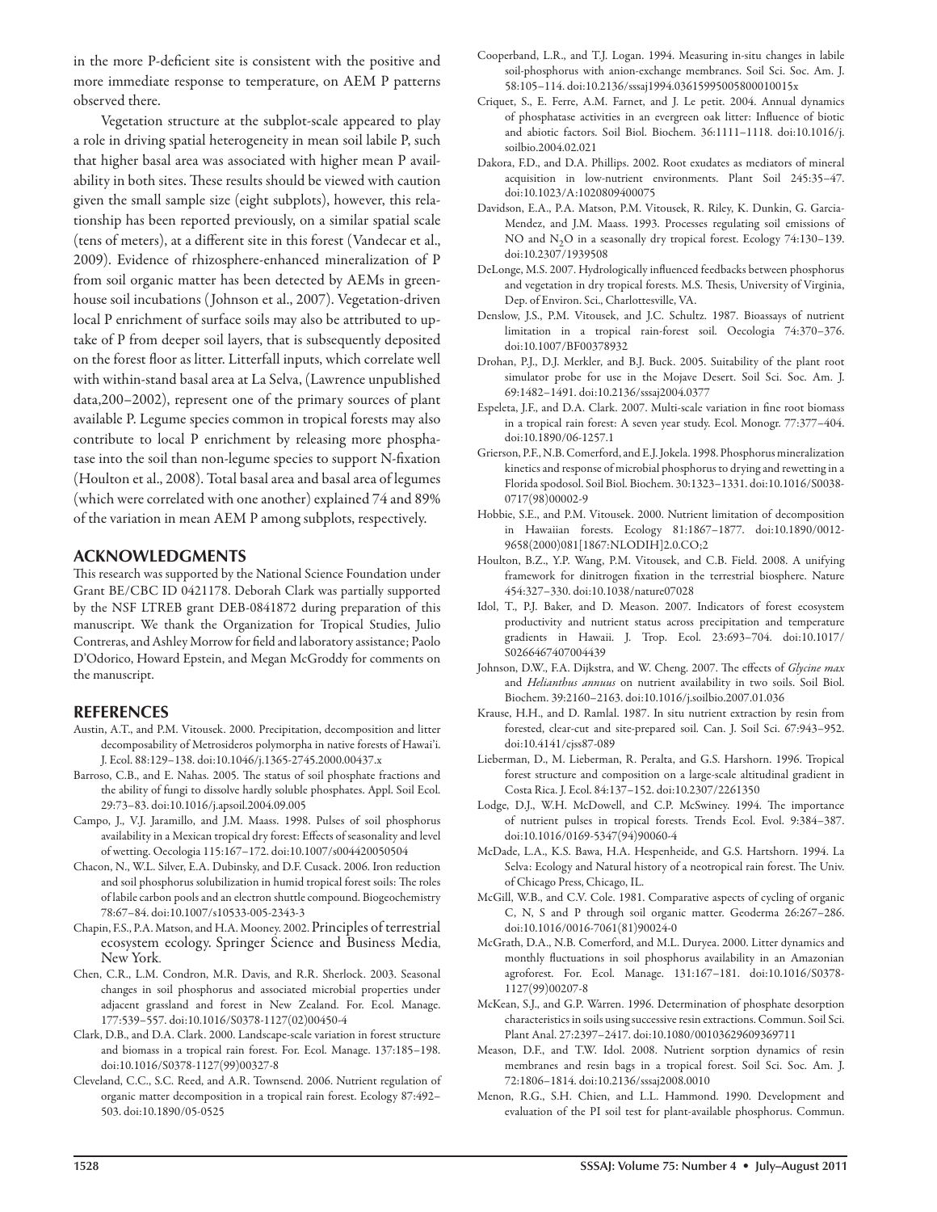in the more P-deficient site is consistent with the positive and more immediate response to temperature, on AEM P patterns observed there.

Vegetation structure at the subplot-scale appeared to play a role in driving spatial heterogeneity in mean soil labile P, such that higher basal area was associated with higher mean P availability in both sites. These results should be viewed with caution given the small sample size (eight subplots), however, this relationship has been reported previously, on a similar spatial scale (tens of meters), at a different site in this forest (Vandecar et al., 2009). Evidence of rhizosphere-enhanced mineralization of P from soil organic matter has been detected by AEMs in greenhouse soil incubations (Johnson et al., 2007). Vegetation-driven local P enrichment of surface soils may also be attributed to uptake of P from deeper soil layers, that is subsequently deposited on the forest floor as litter. Litterfall inputs, which correlate well with within-stand basal area at La Selva, (Lawrence unpublished data,200–2002), represent one of the primary sources of plant available P. Legume species common in tropical forests may also contribute to local P enrichment by releasing more phosphatase into the soil than non-legume species to support N-fixation (Houlton et al., 2008). Total basal area and basal area of legumes (which were correlated with one another) explained 74 and 89% of the variation in mean AEM P among subplots, respectively.

## ACKNOWLEDGMENTS

This research was supported by the National Science Foundation under Grant BE/CBC ID 0421178. Deborah Clark was partially supported by the NSF LTREB grant DEB-0841872 during preparation of this manuscript. We thank the Organization for Tropical Studies, Julio Contreras, and Ashley Morrow for field and laboratory assistance; Paolo D'Odorico, Howard Epstein, and Megan McGroddy for comments on the manuscript.

## REFERENCES

Austin, A.T., and P.M. Vitousek. 2000. Precipitation, decomposition and litter decomposability of Metrosideros polymorpha in native forests of Hawai'i. J. Ecol. 88:129–138. doi:10.1046/j.1365-2745.2000.00437.x

Barroso, C.B., and E. Nahas. 2005. The status of soil phosphate fractions and the ability of fungi to dissolve hardly soluble phosphates. Appl. Soil Ecol. 29:73–83. doi:10.1016/j.apsoil.2004.09.005

Campo, J., V.J. Jaramillo, and J.M. Maass. 1998. Pulses of soil phosphorus availability in a Mexican tropical dry forest: Effects of seasonality and level of wetting. Oecologia 115:167–172. doi:10.1007/s004420050504

Chacon, N., W.L. Silver, E.A. Dubinsky, and D.F. Cusack. 2006. Iron reduction and soil phosphorus solubilization in humid tropical forest soils: The roles of labile carbon pools and an electron shuttle compound. Biogeochemistry 78:67–84. doi:10.1007/s10533-005-2343-3

Chapin, F.S., P.A. Matson, and H.A. Mooney. 2002. Principles of terrestrial ecosystem ecology. Springer Science and Business Media, New York.

Chen, C.R., L.M. Condron, M.R. Davis, and R.R. Sherlock. 2003. Seasonal changes in soil phosphorus and associated microbial properties under adjacent grassland and forest in New Zealand. For. Ecol. Manage. 177:539–557. doi:10.1016/S0378-1127(02)00450-4

Clark, D.B., and D.A. Clark. 2000. Landscape-scale variation in forest structure and biomass in a tropical rain forest. For. Ecol. Manage. 137:185–198. doi:10.1016/S0378-1127(99)00327-8

Cleveland, C.C., S.C. Reed, and A.R. Townsend. 2006. Nutrient regulation of organic matter decomposition in a tropical rain forest. Ecology 87:492–503. doi:10.1890/05-0525

Cooperband, L.R., and T.J. Logan. 1994. Measuring in-situ changes in labile soil-phosphorus with anion-exchange membranes. Soil Sci. Soc. Am. J. 58:105–114. doi:10.2136/sssaj1994.03615995005800010015x

Criquet, S., E. Ferre, A.M. Farnet, and J. Le petit. 2004. Annual dynamics of phosphatase activities in an evergreen oak litter: Influence of biotic and abiotic factors. Soil Biol. Biochem. 36:1111–1118. doi:10.1016/j.soilbio.2004.02.021

Dakora, F.D., and D.A. Phillips. 2002. Root exudates as mediators of mineral acquisition in low-nutrient environments. Plant Soil 245:35–47. doi:10.1023/A:1020809400075

Davidson, E.A., P.A. Matson, P.M. Vitousek, R. Riley, K. Dunkin, G. Garcia-Mendez, and J.M. Maass. 1993. Processes regulating soil emissions of NO and $N_2O$ in a seasonally dry tropical forest. Ecology 74:130–139. doi:10.2307/1939508

DeLonge, M.S. 2007. Hydrologically influenced feedbacks between phosphorus and vegetation in dry tropical forests. M.S. Thesis, University of Virginia, Dep. of Environ. Sci., Charlottesville, VA.

Denslow, J.S., P.M. Vitousek, and J.C. Schultz. 1987. Bioassays of nutrient limitation in a tropical rain-forest soil. Oecologia 74:370–376. doi:10.1007/BF00378932

Drohan, P.J., D.J. Merkler, and B.J. Buck. 2005. Suitability of the plant root simulator probe for use in the Mojave Desert. Soil Sci. Soc. Am. J. 69:1482–1491. doi:10.2136/sssaj2004.0377

Espeleta, J.F., and D.A. Clark. 2007. Multi-scale variation in fine root biomass in a tropical rain forest: A seven year study. Ecol. Monogr. 77:377–404. doi:10.1890/06-1257.1

Grierson, P.F., N.B. Comerford, and E.J. Jokela. 1998. Phosphorus mineralization kinetics and response of microbial phosphorus to drying and rewetting in a Florida spodosol. Soil Biol. Biochem. 30:1323–1331. doi:10.1016/S0038-0717(98)00002-9

Hobbie, S.E., and P.M. Vitousek. 2000. Nutrient limitation of decomposition in Hawaiian forests. Ecology 81:1867–1877. doi:10.1890/0012-9658(2000)081[1867:NLODIH]2.0.CO;2

Houlton, B.Z., Y.P. Wang, P.M. Vitousek, and C.B. Field. 2008. A unifying framework for dinitrogen fixation in the terrestrial biosphere. Nature 454:327–330. doi:10.1038/nature07028

Idol, T., P.J. Baker, and D. Meason. 2007. Indicators of forest ecosystem productivity and nutrient status across precipitation and temperature gradients in Hawaii. J. Trop. Ecol. 23:693–704. doi:10.1017/S0266467407004439

Johnson, D.W., F.A. Dijkstra, and W. Cheng. 2007. The effects of *Glycine max* and *Helianthus annuus* on nutrient availability in two soils. Soil Biol. Biochem. 39:2160–2163. doi:10.1016/j.soilbio.2007.01.036

Krause, H.H., and D. Ramlal. 1987. In situ nutrient extraction by resin from forested, clear-cut and site-prepared soil. Can. J. Soil Sci. 67:943–952. doi:10.4141/cjss87-089

Lieberman, D., M. Lieberman, R. Peralta, and G.S. Harshorn. 1996. Tropical forest structure and composition on a large-scale altitudinal gradient in Costa Rica. J. Ecol. 84:137–152. doi:10.2307/2261350

Lodge, D.J., W.H. McDowell, and C.P. McSwiney. 1994. The importance of nutrient pulses in tropical forests. Trends Ecol. Evol. 9:384–387. doi:10.1016/0169-5347(94)90060-4

McDade, L.A., K.S. Bawa, H.A. Hespenheide, and G.S. Hartshorn. 1994. La Selva: Ecology and Natural history of a neotropical rain forest. The Univ. of Chicago Press, Chicago, IL.

McGill, W.B., and C.V. Cole. 1981. Comparative aspects of cycling of organic C, N, S and P through soil organic matter. Geoderma 26:267–286. doi:10.1016/0016-7061(81)90024-0

McGrath, D.A., N.B. Comerford, and M.L. Duryea. 2000. Litter dynamics and monthly fluctuations in soil phosphorus availability in an Amazonian agroforest. For. Ecol. Manage. 131:167–181. doi:10.1016/S0378-1127(99)00207-8

McKean, S.J., and G.P. Warren. 1996. Determination of phosphate desorption characteristics in soils using successive resin extractions. Commun. Soil Sci. Plant Anal. 27:2397–2417. doi:10.1080/00103629609369711

Meason, D.F., and T.W. Idol. 2008. Nutrient sorption dynamics of resin membranes and resin bags in a tropical forest. Soil Sci. Soc. Am. J. 72:1806–1814. doi:10.2136/sssaj2008.0010

Menon, R.G., S.H. Chien, and L.L. Hammond. 1990. Development and evaluation of the PI soil test for plant-available phosphorus. Commun.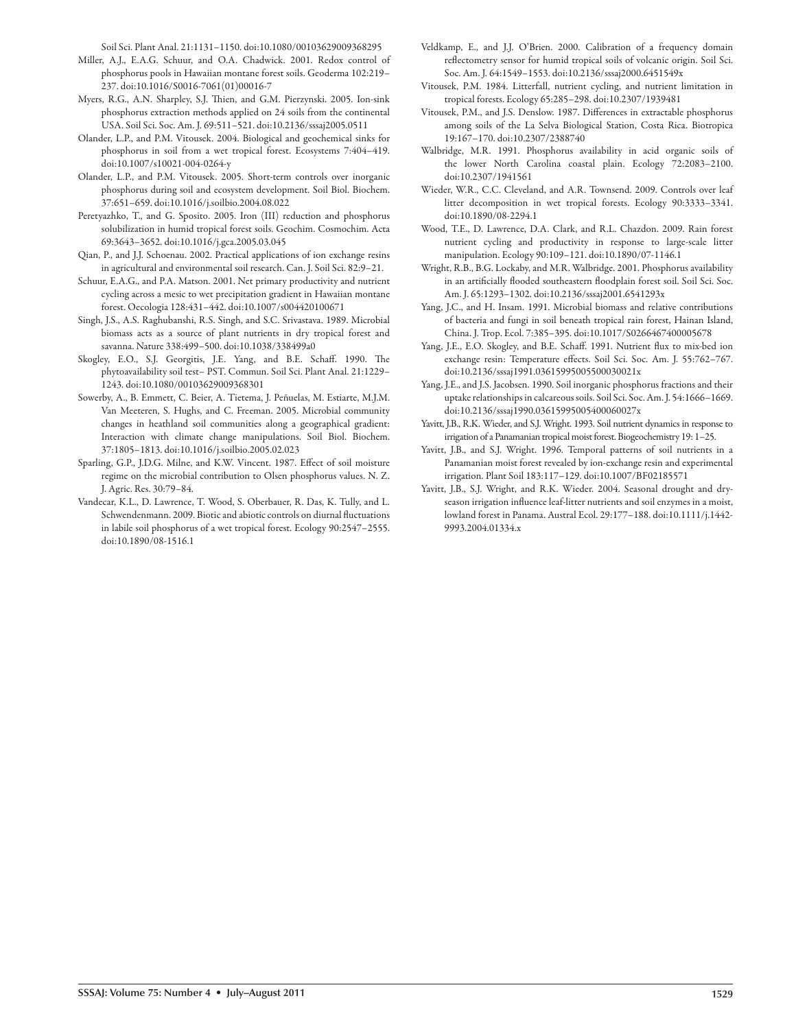Soil Sci. Plant Anal. 21:1131–1150. doi:10.1080/00103629009368295

Miller, A.J., E.A.G. Schuur, and O.A. Chadwick. 2001. Redox control of phosphorus pools in Hawaiian montane forest soils. Geoderma 102:219–237. doi:10.1016/S0016-7061(01)00016-7

Myers, R.G., A.N. Sharpley, S.J. Thien, and G.M. Pierzynski. 2005. Ion-sink phosphorus extraction methods applied on 24 soils from the continental USA. Soil Sci. Soc. Am. J. 69:511–521. doi:10.2136/sssaj2005.0511

Olander, L.P., and P.M. Vitousek. 2004. Biological and geochemical sinks for phosphorus in soil from a wet tropical forest. Ecosystems 7:404–419. doi:10.1007/s10021-004-0264-y

Olander, L.P., and P.M. Vitousek. 2005. Short-term controls over inorganic phosphorus during soil and ecosystem development. Soil Biol. Biochem. 37:651–659. doi:10.1016/j.soilbio.2004.08.022

Peretyazhko, T., and G. Sposito. 2005. Iron (III) reduction and phosphorus solubilization in humid tropical forest soils. Geochim. Cosmochim. Acta 69:3643–3652. doi:10.1016/j.gca.2005.03.045

Qian, P., and J.J. Schoenau. 2002. Practical applications of ion exchange resins in agricultural and environmental soil research. Can. J. Soil Sci. 82:9–21.

Schuur, E.A.G., and P.A. Matson. 2001. Net primary productivity and nutrient cycling across a mesic to wet precipitation gradient in Hawaiian montane forest. Oecologia 128:431–442. doi:10.1007/s004420100671

Singh, J.S., A.S. Raghubanshi, R.S. Singh, and S.C. Srivastava. 1989. Microbial biomass acts as a source of plant nutrients in dry tropical forest and savanna. Nature 338:499–500. doi:10.1038/338499a0

Skogley, E.O., S.J. Georgitis, J.E. Yang, and B.E. Schaff. 1990. The phytoavailability soil test– PST. Commun. Soil Sci. Plant Anal. 21:1229–1243. doi:10.1080/00103629009368301

Sowerby, A., B. Emmett, C. Beier, A. Tietema, J. Peñuelas, M. Estiarte, M.J.M. Van Meeteren, S. Hughs, and C. Freeman. 2005. Microbial community changes in heathland soil communities along a geographical gradient: Interaction with climate change manipulations. Soil Biol. Biochem. 37:1805–1813. doi:10.1016/j.soilbio.2005.02.023

Sparling, G.P., J.D.G. Milne, and K.W. Vincent. 1987. Effect of soil moisture regime on the microbial contribution to Olsen phosphorus values. N. Z. J. Agric. Res. 30:79–84.

Vandecar, K.L., D. Lawrence, T. Wood, S. Oberbauer, R. Das, K. Tully, and L. Schwendenmann. 2009. Biotic and abiotic controls on diurnal fluctuations in labile soil phosphorus of a wet tropical forest. Ecology 90:2547–2555. doi:10.1890/08-1516.1

Veldkamp, E., and J.J. O'Brien. 2000. Calibration of a frequency domain reflectometry sensor for humid tropical soils of volcanic origin. Soil Sci. Soc. Am. J. 64:1549–1553. doi:10.2136/sssaj2000.6451549x

Vitousek, P.M. 1984. Litterfall, nutrient cycling, and nutrient limitation in tropical forests. Ecology 65:285–298. doi:10.2307/1939481

Vitousek, P.M., and J.S. Denslow. 1987. Differences in extractable phosphorus among soils of the La Selva Biological Station, Costa Rica. Biotropica 19:167–170. doi:10.2307/2388740

Walbridge, M.R. 1991. Phosphorus availability in acid organic soils of the lower North Carolina coastal plain. Ecology 72:2083–2100. doi:10.2307/1941561

Wieder, W.R., C.C. Cleveland, and A.R. Townsend. 2009. Controls over leaf litter decomposition in wet tropical forests. Ecology 90:3333–3341. doi:10.1890/08-2294.1

Wood, T.E., D. Lawrence, D.A. Clark, and R.L. Chazdon. 2009. Rain forest nutrient cycling and productivity in response to large-scale litter manipulation. Ecology 90:109–121. doi:10.1890/07-1146.1

Wright, R.B., B.G. Lockaby, and M.R. Walbridge. 2001. Phosphorus availability in an artificially flooded southeastern floodplain forest soil. Soil Sci. Soc. Am. J. 65:1293–1302. doi:10.2136/sssaj2001.6541293x

Yang, J.C., and H. Insam. 1991. Microbial biomass and relative contributions of bacteria and fungi in soil beneath tropical rain forest, Hainan Island, China. J. Trop. Ecol. 7:385–395. doi:10.1017/S0266467400005678

Yang, J.E., E.O. Skogley, and B.E. Schaff. 1991. Nutrient flux to mix-bed ion exchange resin: Temperature effects. Soil Sci. Soc. Am. J. 55:762–767. doi:10.2136/sssaj1991.03615995005500030021x

Yang, J.E., and J.S. Jacobsen. 1990. Soil inorganic phosphorus fractions and their uptake relationships in calcareous soils. Soil Sci. Soc. Am. J. 54:1666–1669. doi:10.2136/sssaj1990.03615995005400060027x

Yavitt, J.B., R.K. Wieder, and S.J. Wright. 1993. Soil nutrient dynamics in response to irrigation of a Panamanian tropical moist forest. Biogeochemistry 19: 1–25.

Yavitt, J.B., and S.J. Wright. 1996. Temporal patterns of soil nutrients in a Panamanian moist forest revealed by ion-exchange resin and experimental irrigation. Plant Soil 183:117–129. doi:10.1007/BF02185571

Yavitt, J.B., S.J. Wright, and R.K. Wieder. 2004. Seasonal drought and dry-season irrigation influence leaf-litter nutrients and soil enzymes in a moist, lowland forest in Panama. Austral Ecol. 29:177–188. doi:10.1111/j.1442-9993.2004.01334.x